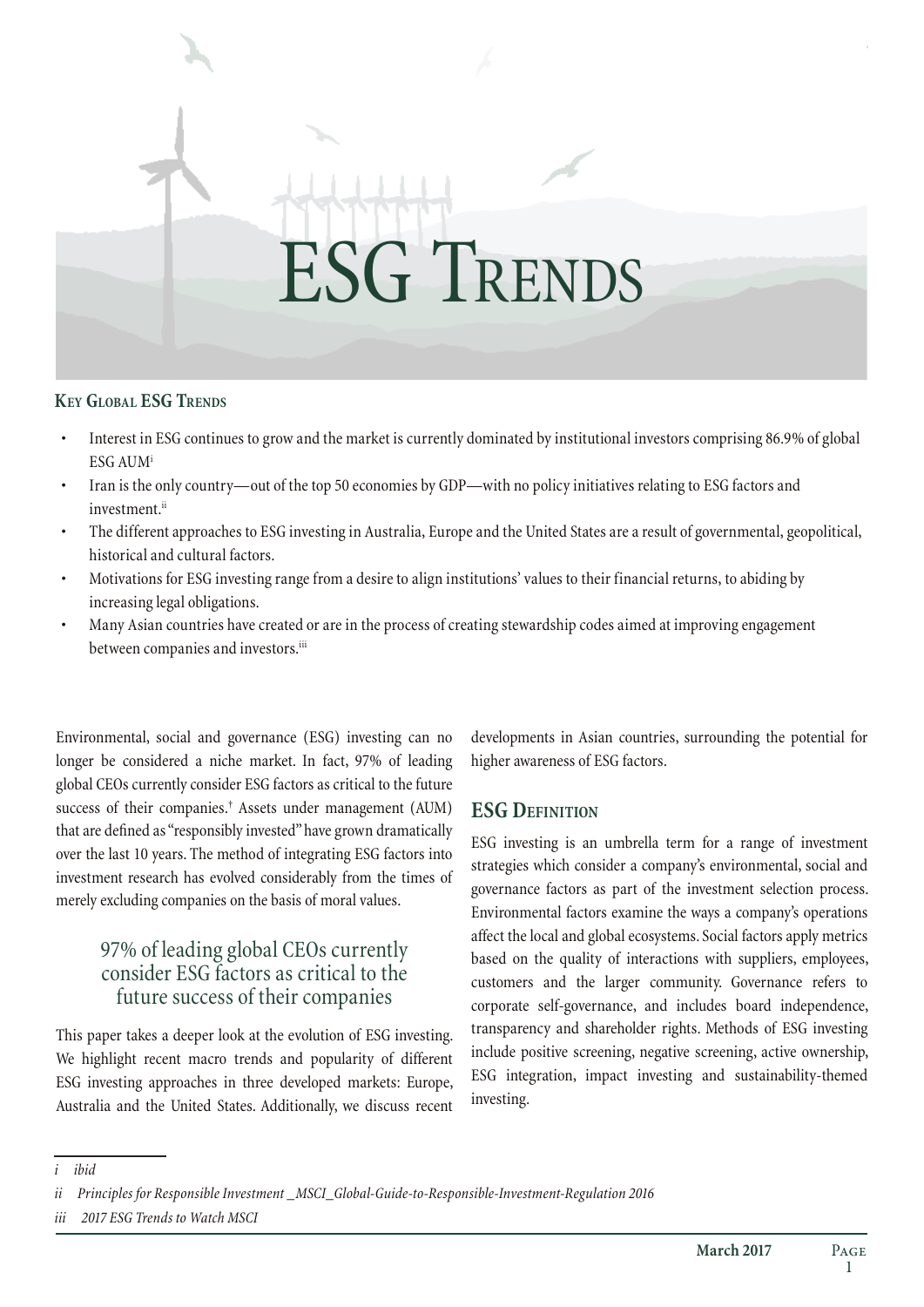# ESG Trends

## Key Global ESG Trends

- Interest in ESG continues to grow and the market is currently dominated by institutional investors comprising 86.9% of global ESG AUM[i]
- Iran is the only country—out of the top 50 economies by GDP—with no policy initiatives relating to ESG factors and investment.[ii]
- The different approaches to ESG investing in Australia, Europe and the United States are a result of governmental, geopolitical, historical and cultural factors.
- Motivations for ESG investing range from a desire to align institutions' values to their financial returns, to abiding by increasing legal obligations.
- Many Asian countries have created or are in the process of creating stewardship codes aimed at improving engagement between companies and investors.[iii]

Environmental, social and governance (ESG) investing can no longer be considered a niche market. In fact, 97% of leading global CEOs currently consider ESG factors as critical to the future success of their companies.[†] Assets under management (AUM) that are defined as "responsibly invested" have grown dramatically over the last 10 years. The method of integrating ESG factors into investment research has evolved considerably from the times of merely excluding companies on the basis of moral values.

> 97% of leading global CEOs currently consider ESG factors as critical to the future success of their companies

This paper takes a deeper look at the evolution of ESG investing. We highlight recent macro trends and popularity of different ESG investing approaches in three developed markets: Europe, Australia and the United States. Additionally, we discuss recent developments in Asian countries, surrounding the potential for higher awareness of ESG factors.

## ESG Definition

ESG investing is an umbrella term for a range of investment strategies which consider a company's environmental, social and governance factors as part of the investment selection process. Environmental factors examine the ways a company's operations affect the local and global ecosystems. Social factors apply metrics based on the quality of interactions with suppliers, employees, customers and the larger community. Governance refers to corporate self-governance, and includes board independence, transparency and shareholder rights. Methods of ESG investing include positive screening, negative screening, active ownership, ESG integration, impact investing and sustainability-themed investing.

---

*i ibid*

*ii Principles for Responsible Investment _MSCI_Global-Guide-to-Responsible-Investment-Regulation 2016*

*iii 2017 ESG Trends to Watch MSCI*

**March 2017**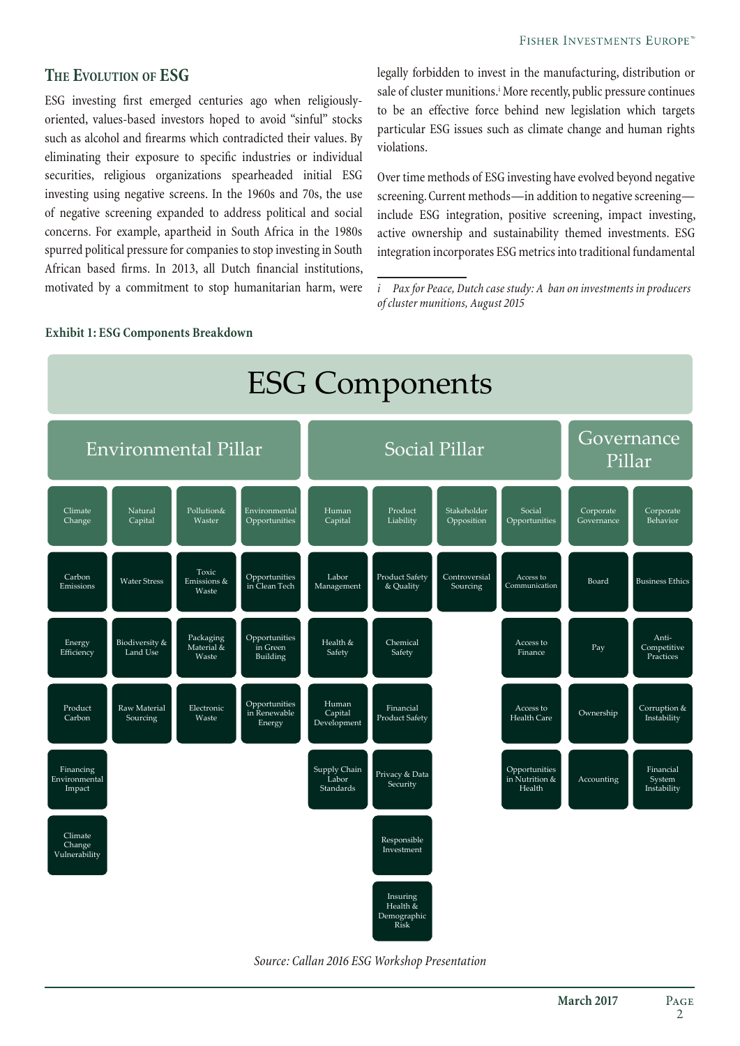## The Evolution of ESG

ESG investing first emerged centuries ago when religiously-oriented, values-based investors hoped to avoid "sinful" stocks such as alcohol and firearms which contradicted their values. By eliminating their exposure to specific industries or individual securities, religious organizations spearheaded initial ESG investing using negative screens. In the 1960s and 70s, the use of negative screening expanded to address political and social concerns. For example, apartheid in South Africa in the 1980s spurred political pressure for companies to stop investing in South African based firms. In 2013, all Dutch financial institutions, motivated by a commitment to stop humanitarian harm, were legally forbidden to invest in the manufacturing, distribution or sale of cluster munitions.[i] More recently, public pressure continues to be an effective force behind new legislation which targets particular ESG issues such as climate change and human rights violations.

Over time methods of ESG investing have evolved beyond negative screening. Current methods—in addition to negative screening—include ESG integration, positive screening, impact investing, active ownership and sustainability themed investments. ESG integration incorporates ESG metrics into traditional fundamental

*i Pax for Peace, Dutch case study: A ban on investments in producers of cluster munitions, August 2015*

**Exhibit 1: ESG Components Breakdown**

ESG Components

Environmental Pillar

Climate Change
Carbon Emissions
Energy Efficiency
Product Carbon
Financing Environmental Impact
Climate Change Vulnerability

Natural Capital
Water Stress
Biodiversity & Land Use
Raw Material Sourcing

Pollution& Waster
Toxic Emissions & Waste
Packaging Material & Waste
Electronic Waste

Environmental Opportunities
Opportunities in Clean Tech
Opportunities in Green Building
Opportunities in Renewable Energy

Social Pillar

Human Capital
Labor Management
Health & Safety
Human Capital Development
Supply Chain Labor Standards

Product Liability
Product Safety & Quality
Chemical Safety
Financial Product Safety
Privacy & Data Security
Responsible Investment
Insuring Health & Demographic Risk

Stakeholder Opposition
Controversial Sourcing

Social Opportunities
Access to Communication
Access to Finance
Access to Health Care
Opportunities in Nutrition & Health

Governance Pillar

Corporate Governance
Board
Pay
Ownership
Accounting

Corporate Behavior
Business Ethics
Anti-Competitive Practices
Corruption & Instability
Financial System Instability

*Source: Callan 2016 ESG Workshop Presentation*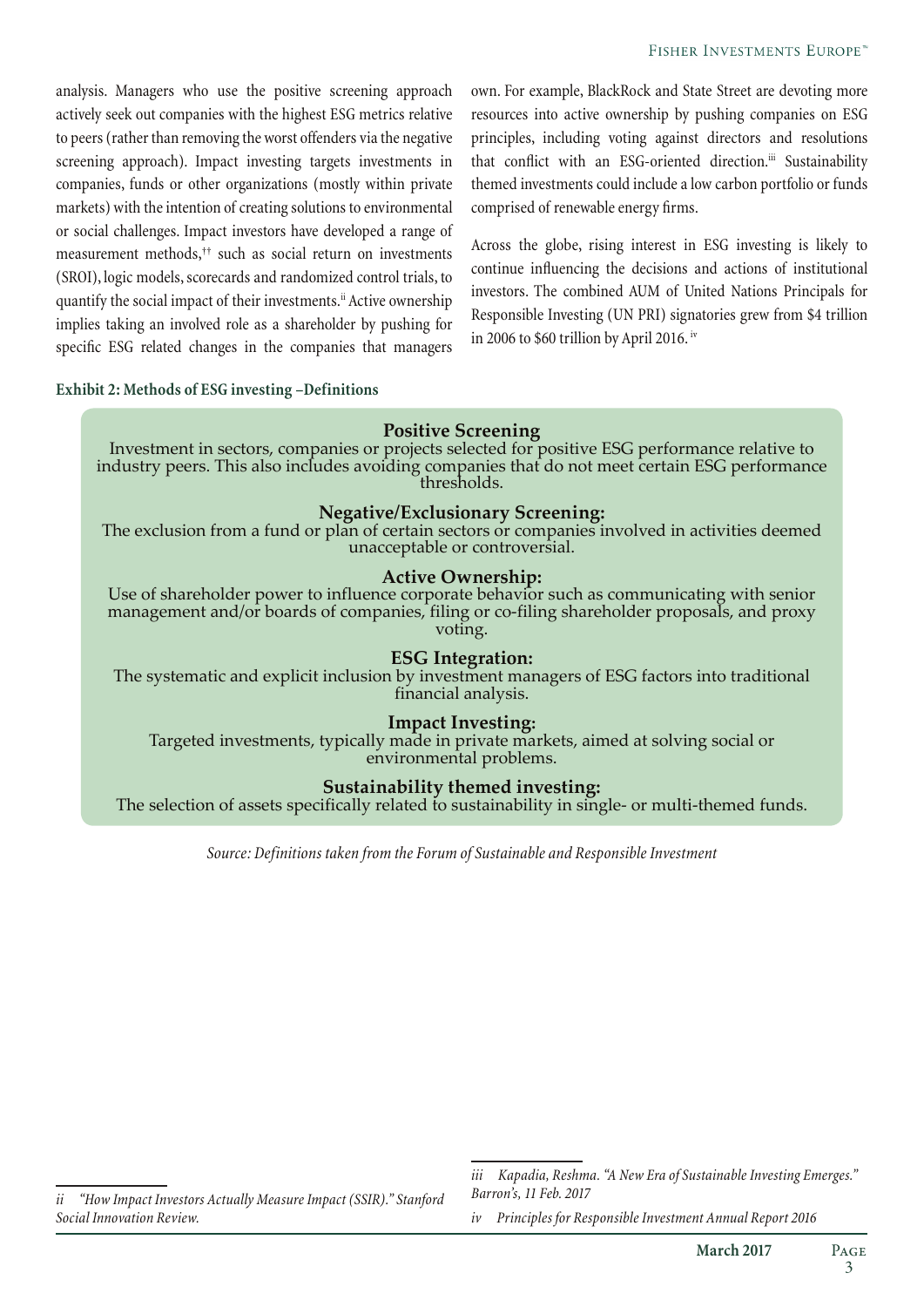analysis. Managers who use the positive screening approach actively seek out companies with the highest ESG metrics relative to peers (rather than removing the worst offenders via the negative screening approach). Impact investing targets investments in companies, funds or other organizations (mostly within private markets) with the intention of creating solutions to environmental or social challenges. Impact investors have developed a range of measurement methods,[††] such as social return on investments (SROI), logic models, scorecards and randomized control trials, to quantify the social impact of their investments.[ii] Active ownership implies taking an involved role as a shareholder by pushing for specific ESG related changes in the companies that managers own. For example, BlackRock and State Street are devoting more resources into active ownership by pushing companies on ESG principles, including voting against directors and resolutions that conflict with an ESG-oriented direction.[iii] Sustainability themed investments could include a low carbon portfolio or funds comprised of renewable energy firms.

Across the globe, rising interest in ESG investing is likely to continue influencing the decisions and actions of institutional investors. The combined AUM of United Nations Principals for Responsible Investing (UN PRI) signatories grew from $4 trillion in 2006 to $60 trillion by April 2016.[iv]

**Exhibit 2: Methods of ESG investing –Definitions**

**Positive Screening**
Investment in sectors, companies or projects selected for positive ESG performance relative to industry peers. This also includes avoiding companies that do not meet certain ESG performance thresholds.

**Negative/Exclusionary Screening:**
The exclusion from a fund or plan of certain sectors or companies involved in activities deemed unacceptable or controversial.

**Active Ownership:**
Use of shareholder power to influence corporate behavior such as communicating with senior management and/or boards of companies, filing or co-filing shareholder proposals, and proxy voting.

**ESG Integration:**
The systematic and explicit inclusion by investment managers of ESG factors into traditional financial analysis.

**Impact Investing:**
Targeted investments, typically made in private markets, aimed at solving social or environmental problems.

**Sustainability themed investing:**
The selection of assets specifically related to sustainability in single- or multi-themed funds.

*Source: Definitions taken from the Forum of Sustainable and Responsible Investment*

---

*ii "How Impact Investors Actually Measure Impact (SSIR)." Stanford Social Innovation Review.*

*iii Kapadia, Reshma. "A New Era of Sustainable Investing Emerges." Barron's, 11 Feb. 2017*

*iv Principles for Responsible Investment Annual Report 2016*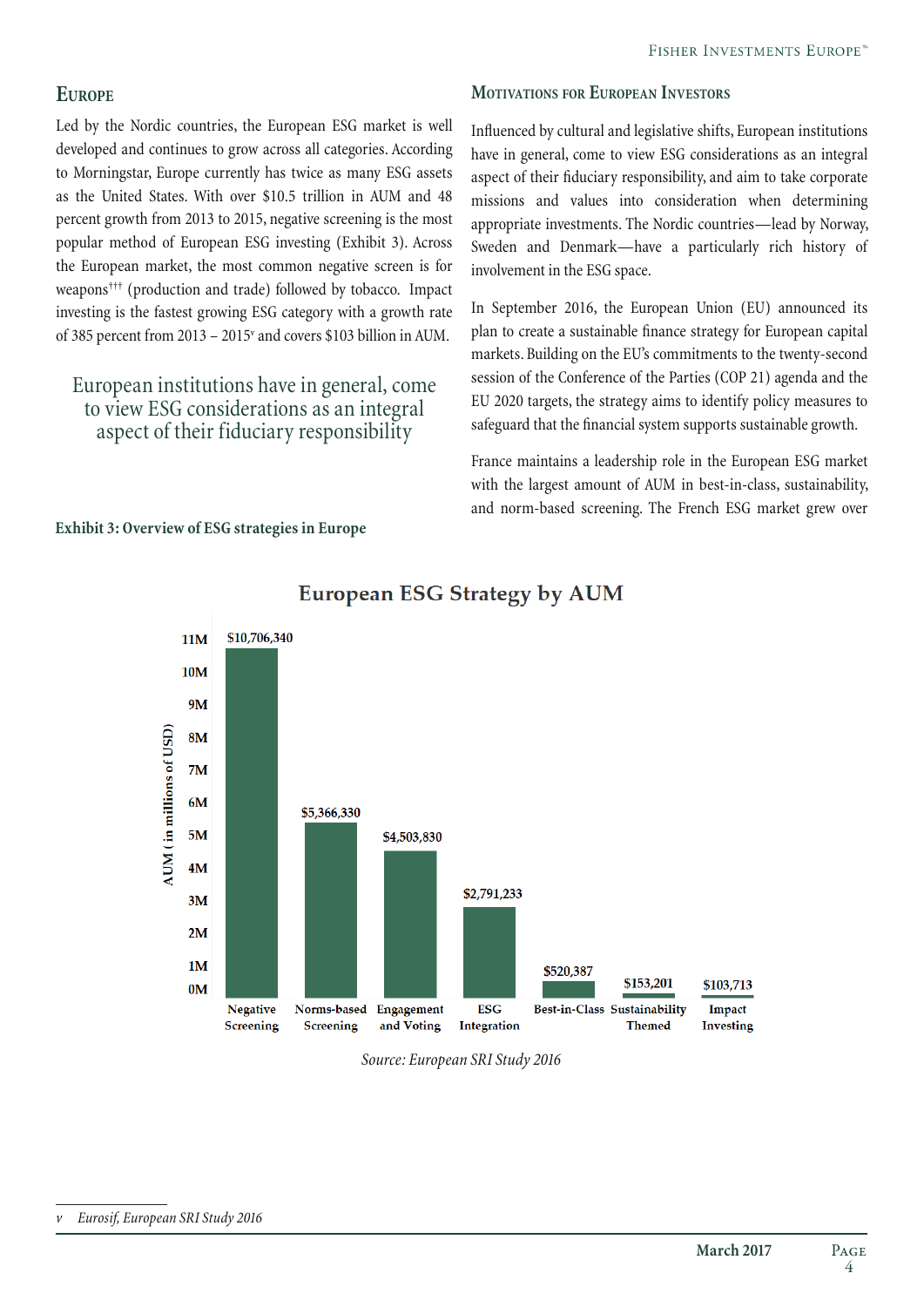## Europe

Led by the Nordic countries, the European ESG market is well developed and continues to grow across all categories. According to Morningstar, Europe currently has twice as many ESG assets as the United States. With over $10.5 trillion in AUM and 48 percent growth from 2013 to 2015, negative screening is the most popular method of European ESG investing (Exhibit 3). Across the European market, the most common negative screen is for weapons††† (production and trade) followed by tobacco. Impact investing is the fastest growing ESG category with a growth rate of 385 percent from 2013 – 2015[v] and covers $103 billion in AUM.

> European institutions have in general, come to view ESG considerations as an integral aspect of their fiduciary responsibility

## Motivations for European Investors

Influenced by cultural and legislative shifts, European institutions have in general, come to view ESG considerations as an integral aspect of their fiduciary responsibility, and aim to take corporate missions and values into consideration when determining appropriate investments. The Nordic countries—lead by Norway, Sweden and Denmark—have a particularly rich history of involvement in the ESG space.

In September 2016, the European Union (EU) announced its plan to create a sustainable finance strategy for European capital markets. Building on the EU's commitments to the twenty-second session of the Conference of the Parties (COP 21) agenda and the EU 2020 targets, the strategy aims to identify policy measures to safeguard that the financial system supports sustainable growth.

France maintains a leadership role in the European ESG market with the largest amount of AUM in best-in-class, sustainability, and norm-based screening. The French ESG market grew over

**Exhibit 3: Overview of ESG strategies in Europe**

European ESG Strategy by AUM

AUM ( in millions of USD)

11M
10M
9M
8M
7M
6M
5M
4M
3M
2M
1M
0M

Negative Screening: $10,706,340
Norms-based Screening: $5,366,330
Engagement and Voting: $4,503,830
ESG Integration: $2,791,233
Best-in-Class: $520,387
Sustainability Themed: $153,201
Impact Investing: $103,713

*Source: European SRI Study 2016*

---

v *Eurosif, European SRI Study 2016*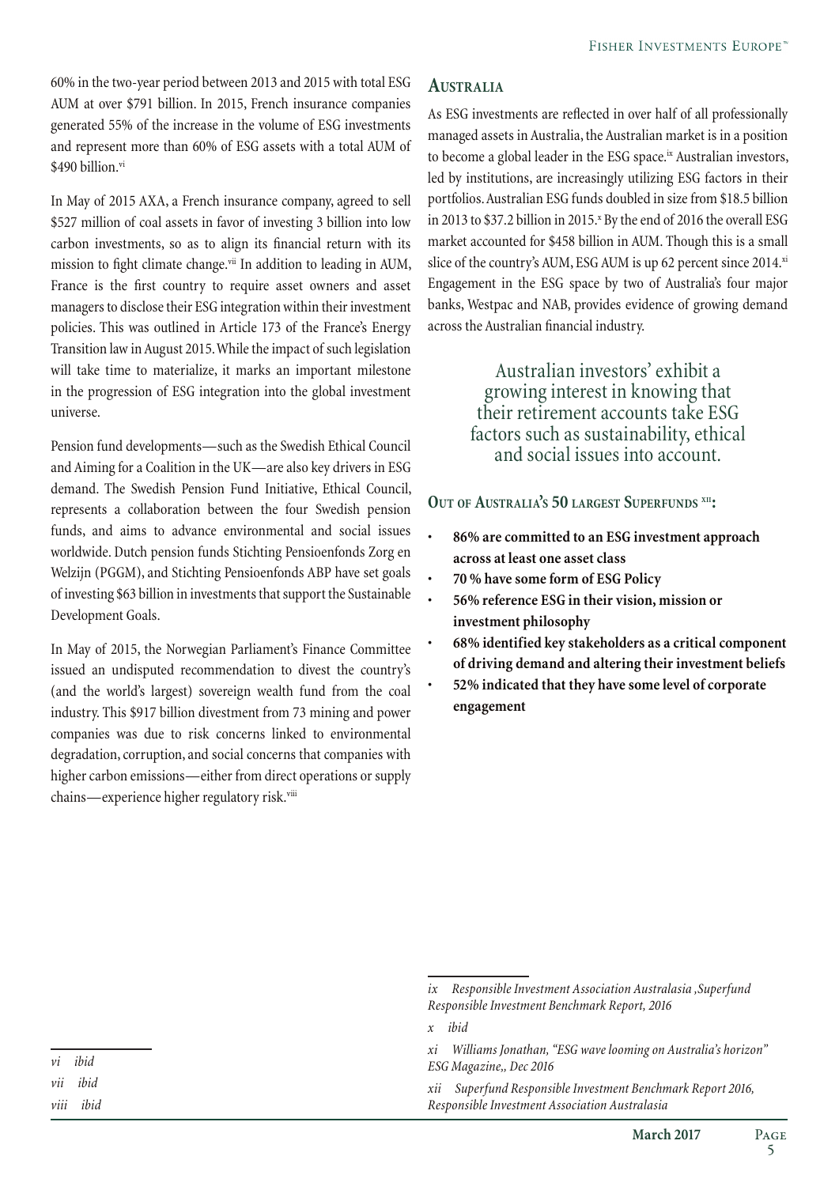60% in the two-year period between 2013 and 2015 with total ESG AUM at over $791 billion. In 2015, French insurance companies generated 55% of the increase in the volume of ESG investments and represent more than 60% of ESG assets with a total AUM of $490 billion.[vi]

In May of 2015 AXA, a French insurance company, agreed to sell $527 million of coal assets in favor of investing 3 billion into low carbon investments, so as to align its financial return with its mission to fight climate change.[vii] In addition to leading in AUM, France is the first country to require asset owners and asset managers to disclose their ESG integration within their investment policies. This was outlined in Article 173 of the France's Energy Transition law in August 2015. While the impact of such legislation will take time to materialize, it marks an important milestone in the progression of ESG integration into the global investment universe.

Pension fund developments—such as the Swedish Ethical Council and Aiming for a Coalition in the UK—are also key drivers in ESG demand. The Swedish Pension Fund Initiative, Ethical Council, represents a collaboration between the four Swedish pension funds, and aims to advance environmental and social issues worldwide. Dutch pension funds Stichting Pensioenfonds Zorg en Welzijn (PGGM), and Stichting Pensioenfonds ABP have set goals of investing $63 billion in investments that support the Sustainable Development Goals.

In May of 2015, the Norwegian Parliament's Finance Committee issued an undisputed recommendation to divest the country's (and the world's largest) sovereign wealth fund from the coal industry. This $917 billion divestment from 73 mining and power companies was due to risk concerns linked to environmental degradation, corruption, and social concerns that companies with higher carbon emissions—either from direct operations or supply chains—experience higher regulatory risk.[viii]

## Australia

As ESG investments are reflected in over half of all professionally managed assets in Australia, the Australian market is in a position to become a global leader in the ESG space.[ix] Australian investors, led by institutions, are increasingly utilizing ESG factors in their portfolios. Australian ESG funds doubled in size from $18.5 billion in 2013 to $37.2 billion in 2015.[x] By the end of 2016 the overall ESG market accounted for $458 billion in AUM. Though this is a small slice of the country's AUM, ESG AUM is up 62 percent since 2014.[xi] Engagement in the ESG space by two of Australia's four major banks, Westpac and NAB, provides evidence of growing demand across the Australian financial industry.

> Australian investors' exhibit a growing interest in knowing that their retirement accounts take ESG factors such as sustainability, ethical and social issues into account.

### Out of Australia's 50 largest Superfunds [xii]:

- **86% are committed to an ESG investment approach across at least one asset class**
- **70 % have some form of ESG Policy**
- **56% reference ESG in their vision, mission or investment philosophy**
- **68% identified key stakeholders as a critical component of driving demand and altering their investment beliefs**
- **52% indicated that they have some level of corporate engagement**

---

*vi ibid*

*vii ibid*

*viii ibid*

*ix Responsible Investment Association Australasia ,Superfund Responsible Investment Benchmark Report, 2016*

*x ibid*

*xi Williams Jonathan, "ESG wave looming on Australia's horizon" ESG Magazine,, Dec 2016*

*xii Superfund Responsible Investment Benchmark Report 2016, Responsible Investment Association Australasia*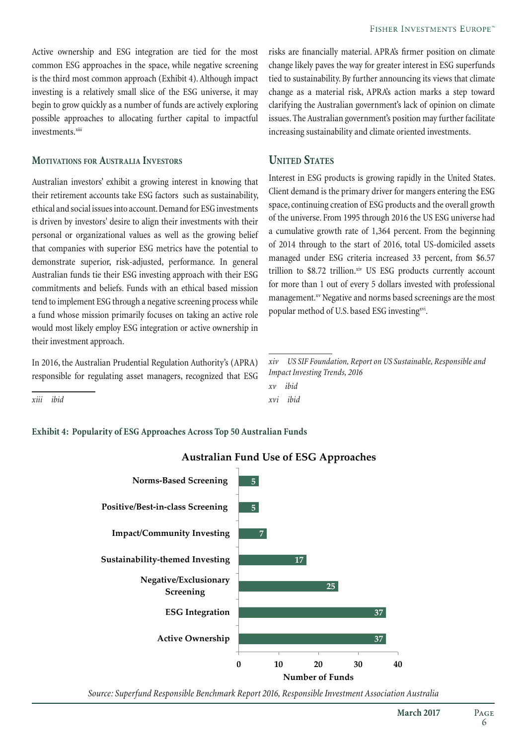Active ownership and ESG integration are tied for the most common ESG approaches in the space, while negative screening is the third most common approach (Exhibit 4). Although impact investing is a relatively small slice of the ESG universe, it may begin to grow quickly as a number of funds are actively exploring possible approaches to allocating further capital to impactful investments.[xiii]

### Motivations for Australia Investors

Australian investors' exhibit a growing interest in knowing that their retirement accounts take ESG factors such as sustainability, ethical and social issues into account. Demand for ESG investments is driven by investors' desire to align their investments with their personal or organizational values as well as the growing belief that companies with superior ESG metrics have the potential to demonstrate superior, risk-adjusted, performance. In general Australian funds tie their ESG investing approach with their ESG commitments and beliefs. Funds with an ethical based mission tend to implement ESG through a negative screening process while a fund whose mission primarily focuses on taking an active role would most likely employ ESG integration or active ownership in their investment approach.

In 2016, the Australian Prudential Regulation Authority's (APRA) responsible for regulating asset managers, recognized that ESG risks are financially material. APRA's firmer position on climate change likely paves the way for greater interest in ESG superfunds tied to sustainability. By further announcing its views that climate change as a material risk, APRA's action marks a step toward clarifying the Australian government's lack of opinion on climate issues. The Australian government's position may further facilitate increasing sustainability and climate oriented investments.

## United States

Interest in ESG products is growing rapidly in the United States. Client demand is the primary driver for mangers entering the ESG space, continuing creation of ESG products and the overall growth of the universe. From 1995 through 2016 the US ESG universe had a cumulative growth rate of 1,364 percent. From the beginning of 2014 through to the start of 2016, total US-domiciled assets managed under ESG criteria increased 33 percent, from $6.57 trillion to $8.72 trillion.[xiv] US ESG products currently account for more than 1 out of every 5 dollars invested with professional management.[xv] Negative and norms based screenings are the most popular method of U.S. based ESG investing[xvi].

*xiii ibid*

*xiv US SIF Foundation, Report on US Sustainable, Responsible and Impact Investing Trends, 2016*

*xv ibid*

*xvi ibid*

**Exhibit 4: Popularity of ESG Approaches Across Top 50 Australian Funds**

Australian Fund Use of ESG Approaches

Norms-Based Screening 5
Positive/Best-in-class Screening 5
Impact/Community Investing 7
Sustainability-themed Investing 17
Negative/Exclusionary Screening 25
ESG Integration 37
Active Ownership 37

0 10 20 30 40
Number of Funds

*Source: Superfund Responsible Benchmark Report 2016, Responsible Investment Association Australia*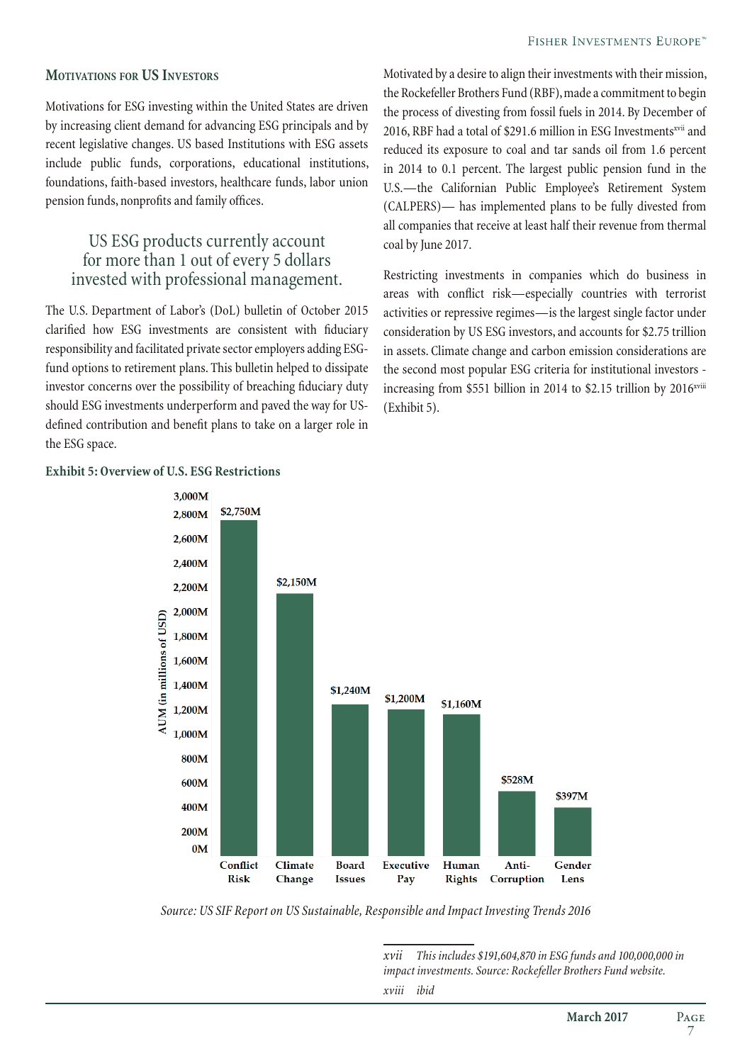## Motivations for US Investors

Motivations for ESG investing within the United States are driven by increasing client demand for advancing ESG principals and by recent legislative changes. US based Institutions with ESG assets include public funds, corporations, educational institutions, foundations, faith-based investors, healthcare funds, labor union pension funds, nonprofits and family offices.

> US ESG products currently account for more than 1 out of every 5 dollars invested with professional management.

The U.S. Department of Labor's (DoL) bulletin of October 2015 clarified how ESG investments are consistent with fiduciary responsibility and facilitated private sector employers adding ESG-fund options to retirement plans. This bulletin helped to dissipate investor concerns over the possibility of breaching fiduciary duty should ESG investments underperform and paved the way for US-defined contribution and benefit plans to take on a larger role in the ESG space.

Motivated by a desire to align their investments with their mission, the Rockefeller Brothers Fund (RBF), made a commitment to begin the process of divesting from fossil fuels in 2014. By December of 2016, RBF had a total of $291.6 million in ESG Investments[xvii] and reduced its exposure to coal and tar sands oil from 1.6 percent in 2014 to 0.1 percent. The largest public pension fund in the U.S.—the Californian Public Employee's Retirement System (CALPERS)— has implemented plans to be fully divested from all companies that receive at least half their revenue from thermal coal by June 2017.

Restricting investments in companies which do business in areas with conflict risk—especially countries with terrorist activities or repressive regimes—is the largest single factor under consideration by US ESG investors, and accounts for $2.75 trillion in assets. Climate change and carbon emission considerations are the second most popular ESG criteria for institutional investors - increasing from $551 billion in 2014 to $2.15 trillion by 2016[xviii] (Exhibit 5).

**Exhibit 5: Overview of U.S. ESG Restrictions**

AUM (in millions of USD)

3,000M
2,800M
2,600M
2,400M
2,200M
2,000M
1,800M
1,600M
1,400M
1,200M
1,000M
800M
600M
400M
200M
0M

Conflict Risk: $2,750M
Climate Change: $2,150M
Board Issues: $1,240M
Executive Pay: $1,200M
Human Rights: $1,160M
Anti-Corruption: $528M
Gender Lens: $397M

*Source: US SIF Report on US Sustainable, Responsible and Impact Investing Trends 2016*

---

*xvii This includes $191,604,870 in ESG funds and 100,000,000 in impact investments. Source: Rockefeller Brothers Fund website.*

*xviii ibid*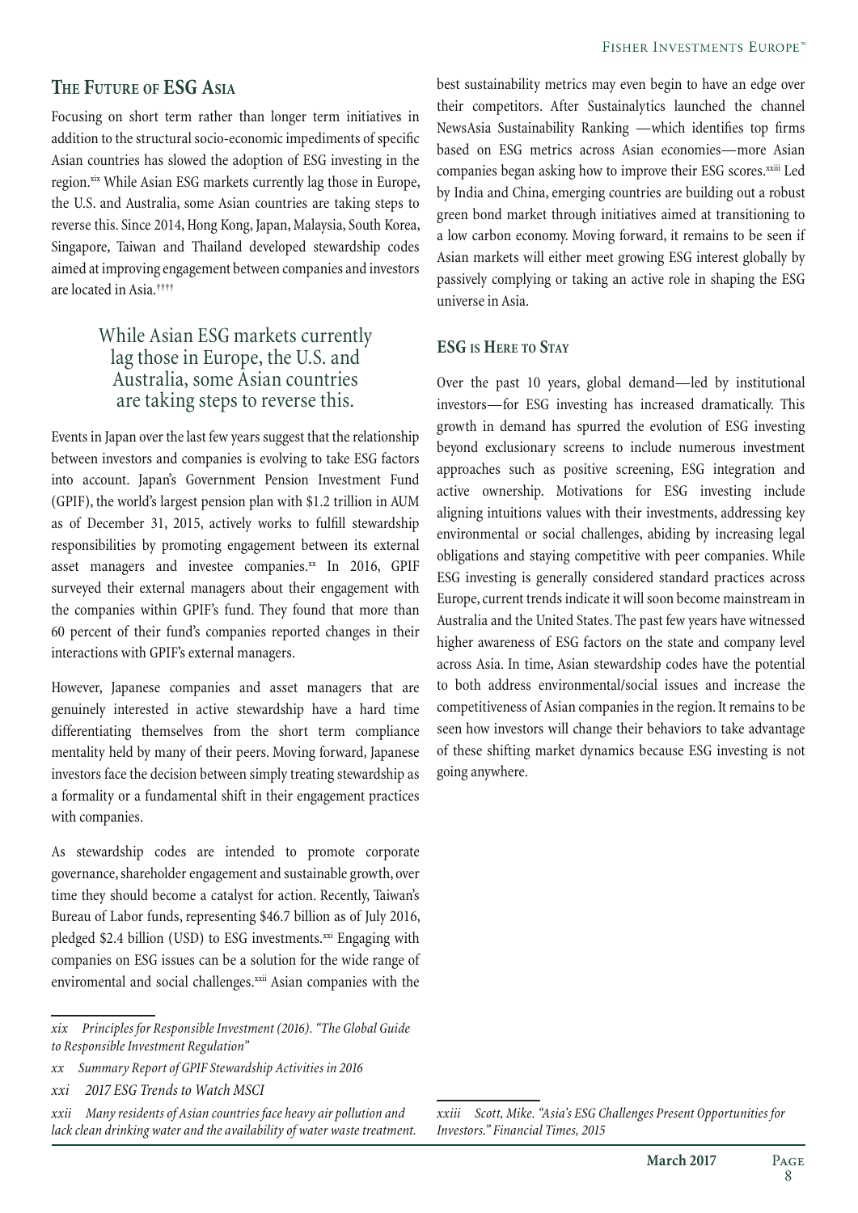## The Future of ESG Asia

Focusing on short term rather than longer term initiatives in addition to the structural socio-economic impediments of specific Asian countries has slowed the adoption of ESG investing in the region.[xix] While Asian ESG markets currently lag those in Europe, the U.S. and Australia, some Asian countries are taking steps to reverse this. Since 2014, Hong Kong, Japan, Malaysia, South Korea, Singapore, Taiwan and Thailand developed stewardship codes aimed at improving engagement between companies and investors are located in Asia.[††††]

> While Asian ESG markets currently lag those in Europe, the U.S. and Australia, some Asian countries are taking steps to reverse this.

Events in Japan over the last few years suggest that the relationship between investors and companies is evolving to take ESG factors into account. Japan's Government Pension Investment Fund (GPIF), the world's largest pension plan with $1.2 trillion in AUM as of December 31, 2015, actively works to fulfill stewardship responsibilities by promoting engagement between its external asset managers and investee companies.[xx] In 2016, GPIF surveyed their external managers about their engagement with the companies within GPIF's fund. They found that more than 60 percent of their fund's companies reported changes in their interactions with GPIF's external managers.

However, Japanese companies and asset managers that are genuinely interested in active stewardship have a hard time differentiating themselves from the short term compliance mentality held by many of their peers. Moving forward, Japanese investors face the decision between simply treating stewardship as a formality or a fundamental shift in their engagement practices with companies.

As stewardship codes are intended to promote corporate governance, shareholder engagement and sustainable growth, over time they should become a catalyst for action. Recently, Taiwan's Bureau of Labor funds, representing $46.7 billion as of July 2016, pledged $2.4 billion (USD) to ESG investments.[xxi] Engaging with companies on ESG issues can be a solution for the wide range of enviromental and social challenges.[xxii] Asian companies with the best sustainability metrics may even begin to have an edge over their competitors. After Sustainalytics launched the channel NewsAsia Sustainability Ranking —which identifies top firms based on ESG metrics across Asian economies—more Asian companies began asking how to improve their ESG scores.[xxiii] Led by India and China, emerging countries are building out a robust green bond market through initiatives aimed at transitioning to a low carbon economy. Moving forward, it remains to be seen if Asian markets will either meet growing ESG interest globally by passively complying or taking an active role in shaping the ESG universe in Asia.

## ESG is Here to Stay

Over the past 10 years, global demand—led by institutional investors—for ESG investing has increased dramatically. This growth in demand has spurred the evolution of ESG investing beyond exclusionary screens to include numerous investment approaches such as positive screening, ESG integration and active ownership. Motivations for ESG investing include aligning intuitions values with their investments, addressing key environmental or social challenges, abiding by increasing legal obligations and staying competitive with peer companies. While ESG investing is generally considered standard practices across Europe, current trends indicate it will soon become mainstream in Australia and the United States. The past few years have witnessed higher awareness of ESG factors on the state and company level across Asia. In time, Asian stewardship codes have the potential to both address environmental/social issues and increase the competitiveness of Asian companies in the region. It remains to be seen how investors will change their behaviors to take advantage of these shifting market dynamics because ESG investing is not going anywhere.

---

*xix Principles for Responsible Investment (2016). "The Global Guide to Responsible Investment Regulation"*

*xx Summary Report of GPIF Stewardship Activities in 2016*

*xxi 2017 ESG Trends to Watch MSCI*

*xxii Many residents of Asian countries face heavy air pollution and lack clean drinking water and the availability of water waste treatment.*

*xxiii Scott, Mike. "Asia's ESG Challenges Present Opportunities for Investors." Financial Times, 2015*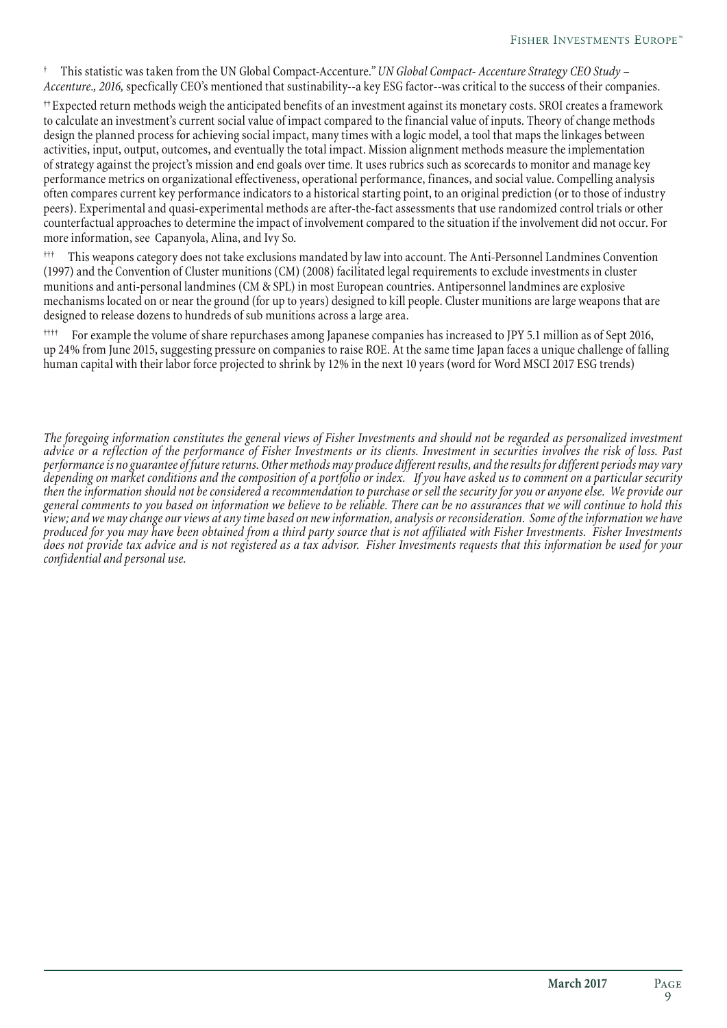† This statistic was taken from the UN Global Compact-Accenture." *UN Global Compact- Accenture Strategy CEO Study – Accenture., 2016,* specfically CEO's mentioned that sustainability--a key ESG factor--was critical to the success of their companies.

†† Expected return methods weigh the anticipated benefits of an investment against its monetary costs. SROI creates a framework to calculate an investment's current social value of impact compared to the financial value of inputs. Theory of change methods design the planned process for achieving social impact, many times with a logic model, a tool that maps the linkages between activities, input, output, outcomes, and eventually the total impact. Mission alignment methods measure the implementation of strategy against the project's mission and end goals over time. It uses rubrics such as scorecards to monitor and manage key performance metrics on organizational effectiveness, operational performance, finances, and social value. Compelling analysis often compares current key performance indicators to a historical starting point, to an original prediction (or to those of industry peers). Experimental and quasi-experimental methods are after-the-fact assessments that use randomized control trials or other counterfactual approaches to determine the impact of involvement compared to the situation if the involvement did not occur. For more information, see Capanyola, Alina, and Ivy So.

††† This weapons category does not take exclusions mandated by law into account. The Anti-Personnel Landmines Convention (1997) and the Convention of Cluster munitions (CM) (2008) facilitated legal requirements to exclude investments in cluster munitions and anti-personal landmines (CM & SPL) in most European countries. Antipersonnel landmines are explosive mechanisms located on or near the ground (for up to years) designed to kill people. Cluster munitions are large weapons that are designed to release dozens to hundreds of sub munitions across a large area.

†††† For example the volume of share repurchases among Japanese companies has increased to JPY 5.1 million as of Sept 2016, up 24% from June 2015, suggesting pressure on companies to raise ROE. At the same time Japan faces a unique challenge of falling human capital with their labor force projected to shrink by 12% in the next 10 years (word for Word MSCI 2017 ESG trends)

*The foregoing information constitutes the general views of Fisher Investments and should not be regarded as personalized investment advice or a reflection of the performance of Fisher Investments or its clients. Investment in securities involves the risk of loss. Past performance is no guarantee of future returns. Other methods may produce different results, and the results for different periods may vary depending on market conditions and the composition of a portfolio or index. If you have asked us to comment on a particular security then the information should not be considered a recommendation to purchase or sell the security for you or anyone else. We provide our general comments to you based on information we believe to be reliable. There can be no assurances that we will continue to hold this view; and we may change our views at any time based on new information, analysis or reconsideration. Some of the information we have produced for you may have been obtained from a third party source that is not affiliated with Fisher Investments. Fisher Investments does not provide tax advice and is not registered as a tax advisor. Fisher Investments requests that this information be used for your confidential and personal use.*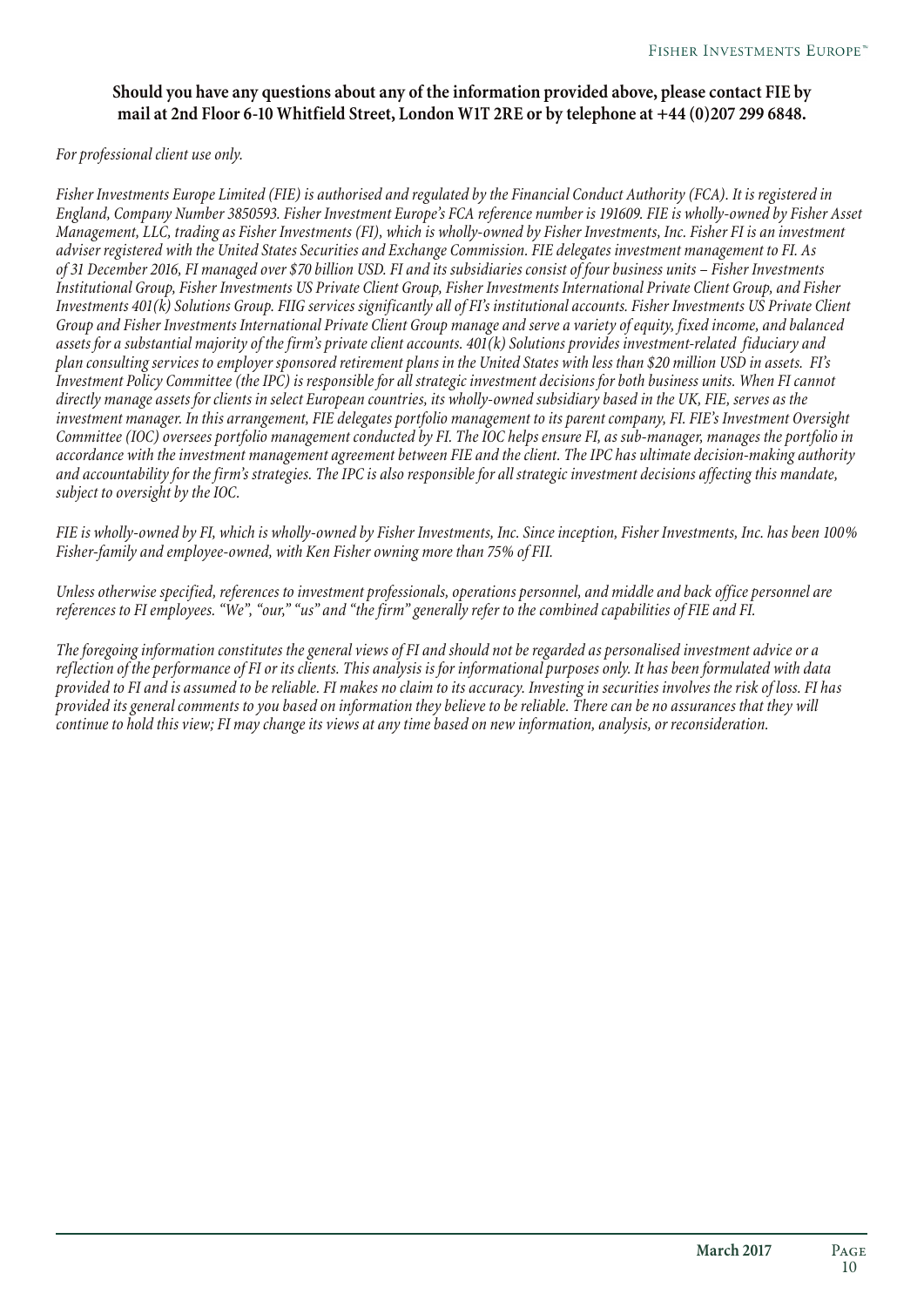**Should you have any questions about any of the information provided above, please contact FIE by mail at 2nd Floor 6-10 Whitfield Street, London W1T 2RE or by telephone at +44 (0)207 299 6848.**

*For professional client use only.*

*Fisher Investments Europe Limited (FIE) is authorised and regulated by the Financial Conduct Authority (FCA). It is registered in England, Company Number 3850593. Fisher Investment Europe's FCA reference number is 191609. FIE is wholly-owned by Fisher Asset Management, LLC, trading as Fisher Investments (FI), which is wholly-owned by Fisher Investments, Inc. Fisher FI is an investment adviser registered with the United States Securities and Exchange Commission. FIE delegates investment management to FI. As of 31 December 2016, FI managed over $70 billion USD. FI and its subsidiaries consist of four business units – Fisher Investments Institutional Group, Fisher Investments US Private Client Group, Fisher Investments International Private Client Group, and Fisher Investments 401(k) Solutions Group. FIIG services significantly all of FI's institutional accounts. Fisher Investments US Private Client Group and Fisher Investments International Private Client Group manage and serve a variety of equity, fixed income, and balanced assets for a substantial majority of the firm's private client accounts. 401(k) Solutions provides investment-related fiduciary and plan consulting services to employer sponsored retirement plans in the United States with less than $20 million USD in assets. FI's Investment Policy Committee (the IPC) is responsible for all strategic investment decisions for both business units. When FI cannot directly manage assets for clients in select European countries, its wholly-owned subsidiary based in the UK, FIE, serves as the investment manager. In this arrangement, FIE delegates portfolio management to its parent company, FI. FIE's Investment Oversight Committee (IOC) oversees portfolio management conducted by FI. The IOC helps ensure FI, as sub-manager, manages the portfolio in accordance with the investment management agreement between FIE and the client. The IPC has ultimate decision-making authority and accountability for the firm's strategies. The IPC is also responsible for all strategic investment decisions affecting this mandate, subject to oversight by the IOC.*

*FIE is wholly-owned by FI, which is wholly-owned by Fisher Investments, Inc. Since inception, Fisher Investments, Inc. has been 100% Fisher-family and employee-owned, with Ken Fisher owning more than 75% of FII.*

*Unless otherwise specified, references to investment professionals, operations personnel, and middle and back office personnel are references to FI employees. "We", "our," "us" and "the firm" generally refer to the combined capabilities of FIE and FI.*

*The foregoing information constitutes the general views of FI and should not be regarded as personalised investment advice or a reflection of the performance of FI or its clients. This analysis is for informational purposes only. It has been formulated with data provided to FI and is assumed to be reliable. FI makes no claim to its accuracy. Investing in securities involves the risk of loss. FI has provided its general comments to you based on information they believe to be reliable. There can be no assurances that they will continue to hold this view; FI may change its views at any time based on new information, analysis, or reconsideration.*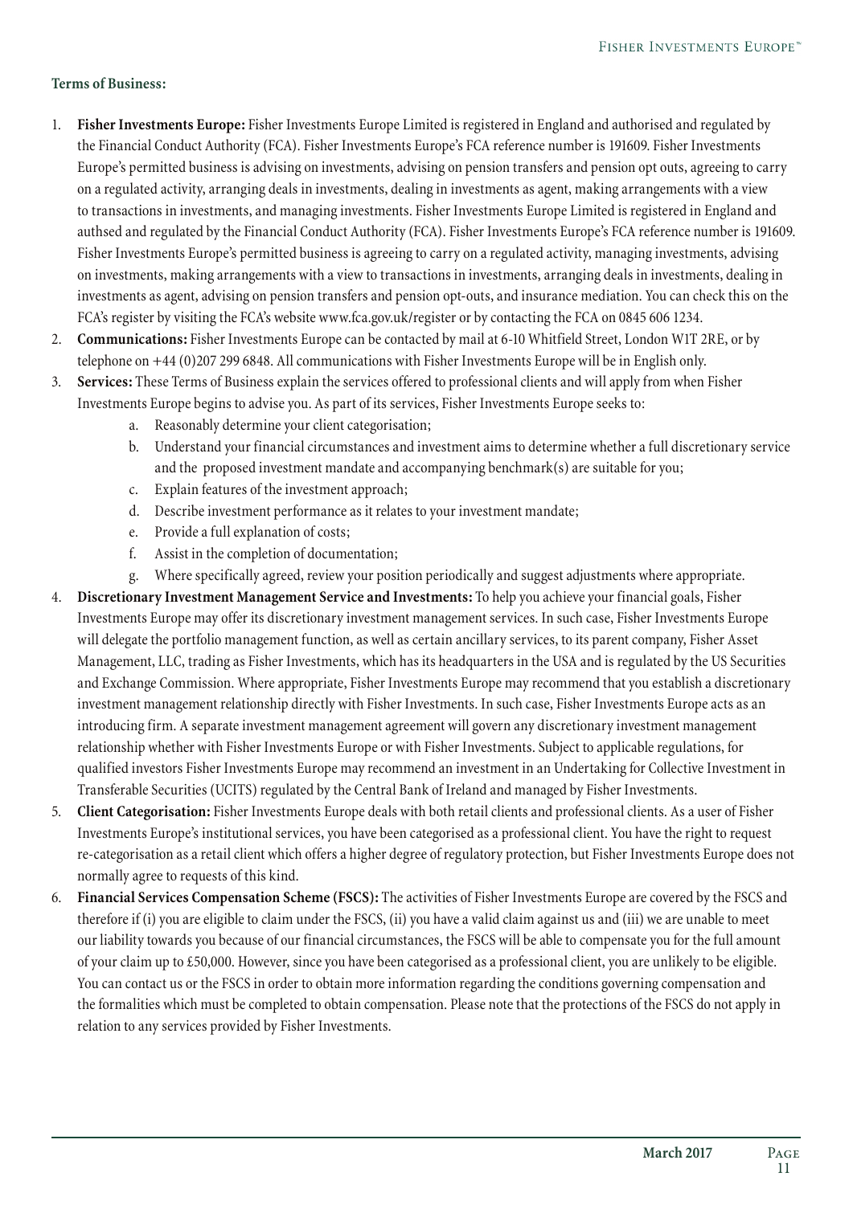**Terms of Business:**

1. **Fisher Investments Europe:** Fisher Investments Europe Limited is registered in England and authorised and regulated by the Financial Conduct Authority (FCA). Fisher Investments Europe's FCA reference number is 191609. Fisher Investments Europe's permitted business is advising on investments, advising on pension transfers and pension opt outs, agreeing to carry on a regulated activity, arranging deals in investments, dealing in investments as agent, making arrangements with a view to transactions in investments, and managing investments. Fisher Investments Europe Limited is registered in England and authsed and regulated by the Financial Conduct Authority (FCA). Fisher Investments Europe's FCA reference number is 191609. Fisher Investments Europe's permitted business is agreeing to carry on a regulated activity, managing investments, advising on investments, making arrangements with a view to transactions in investments, arranging deals in investments, dealing in investments as agent, advising on pension transfers and pension opt-outs, and insurance mediation. You can check this on the FCA's register by visiting the FCA's website www.fca.gov.uk/register or by contacting the FCA on 0845 606 1234.
2. **Communications:** Fisher Investments Europe can be contacted by mail at 6-10 Whitfield Street, London W1T 2RE, or by telephone on +44 (0)207 299 6848. All communications with Fisher Investments Europe will be in English only.
3. **Services:** These Terms of Business explain the services offered to professional clients and will apply from when Fisher Investments Europe begins to advise you. As part of its services, Fisher Investments Europe seeks to:
    a. Reasonably determine your client categorisation;
    b. Understand your financial circumstances and investment aims to determine whether a full discretionary service and the proposed investment mandate and accompanying benchmark(s) are suitable for you;
    c. Explain features of the investment approach;
    d. Describe investment performance as it relates to your investment mandate;
    e. Provide a full explanation of costs;
    f. Assist in the completion of documentation;
    g. Where specifically agreed, review your position periodically and suggest adjustments where appropriate.
4. **Discretionary Investment Management Service and Investments:** To help you achieve your financial goals, Fisher Investments Europe may offer its discretionary investment management services. In such case, Fisher Investments Europe will delegate the portfolio management function, as well as certain ancillary services, to its parent company, Fisher Asset Management, LLC, trading as Fisher Investments, which has its headquarters in the USA and is regulated by the US Securities and Exchange Commission. Where appropriate, Fisher Investments Europe may recommend that you establish a discretionary investment management relationship directly with Fisher Investments. In such case, Fisher Investments Europe acts as an introducing firm. A separate investment management agreement will govern any discretionary investment management relationship whether with Fisher Investments Europe or with Fisher Investments. Subject to applicable regulations, for qualified investors Fisher Investments Europe may recommend an investment in an Undertaking for Collective Investment in Transferable Securities (UCITS) regulated by the Central Bank of Ireland and managed by Fisher Investments.
5. **Client Categorisation:** Fisher Investments Europe deals with both retail clients and professional clients. As a user of Fisher Investments Europe's institutional services, you have been categorised as a professional client. You have the right to request re-categorisation as a retail client which offers a higher degree of regulatory protection, but Fisher Investments Europe does not normally agree to requests of this kind.
6. **Financial Services Compensation Scheme (FSCS):** The activities of Fisher Investments Europe are covered by the FSCS and therefore if (i) you are eligible to claim under the FSCS, (ii) you have a valid claim against us and (iii) we are unable to meet our liability towards you because of our financial circumstances, the FSCS will be able to compensate you for the full amount of your claim up to £50,000. However, since you have been categorised as a professional client, you are unlikely to be eligible. You can contact us or the FSCS in order to obtain more information regarding the conditions governing compensation and the formalities which must be completed to obtain compensation. Please note that the protections of the FSCS do not apply in relation to any services provided by Fisher Investments.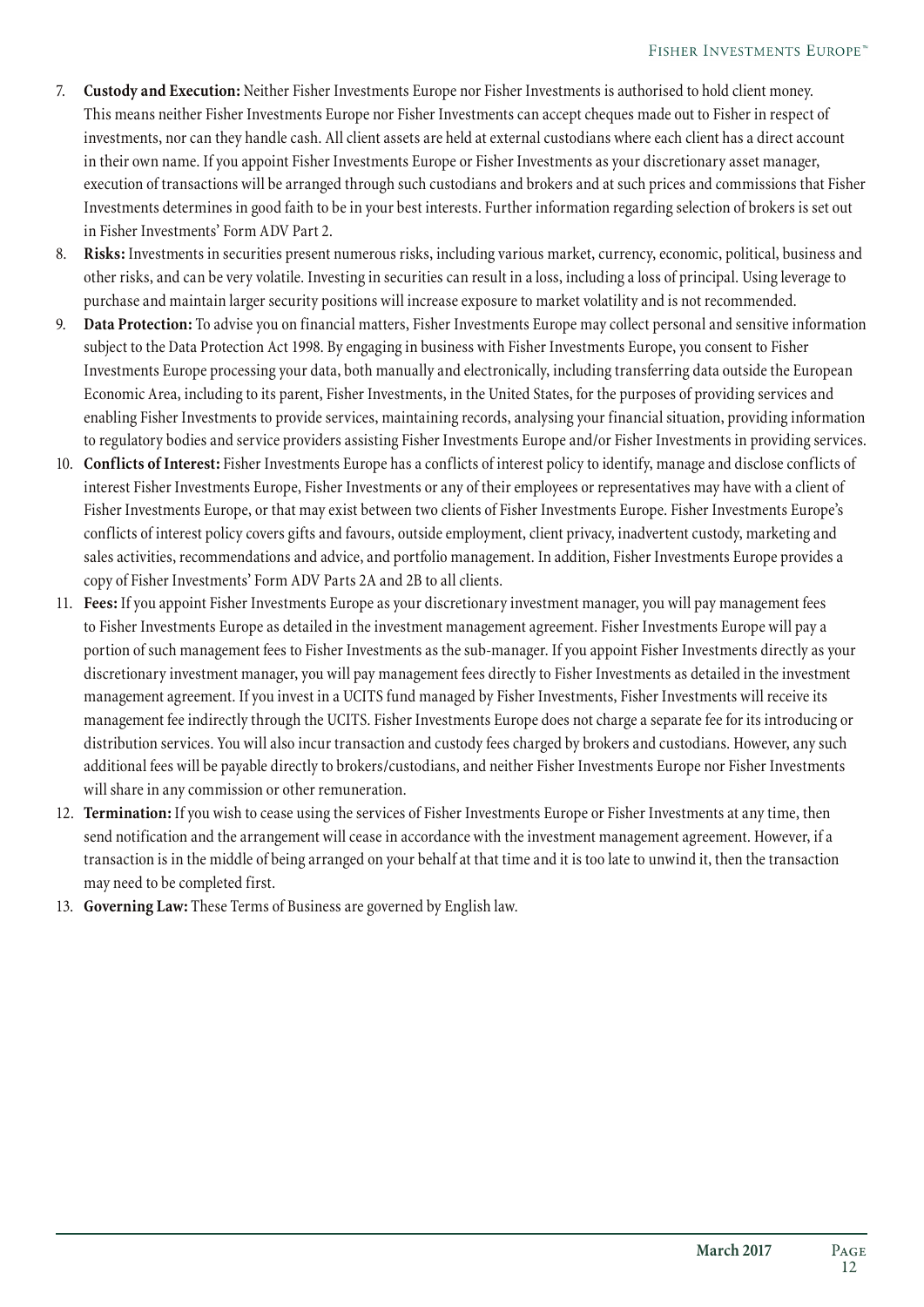7. **Custody and Execution:** Neither Fisher Investments Europe nor Fisher Investments is authorised to hold client money. This means neither Fisher Investments Europe nor Fisher Investments can accept cheques made out to Fisher in respect of investments, nor can they handle cash. All client assets are held at external custodians where each client has a direct account in their own name. If you appoint Fisher Investments Europe or Fisher Investments as your discretionary asset manager, execution of transactions will be arranged through such custodians and brokers and at such prices and commissions that Fisher Investments determines in good faith to be in your best interests. Further information regarding selection of brokers is set out in Fisher Investments' Form ADV Part 2.
8. **Risks:** Investments in securities present numerous risks, including various market, currency, economic, political, business and other risks, and can be very volatile. Investing in securities can result in a loss, including a loss of principal. Using leverage to purchase and maintain larger security positions will increase exposure to market volatility and is not recommended.
9. **Data Protection:** To advise you on financial matters, Fisher Investments Europe may collect personal and sensitive information subject to the Data Protection Act 1998. By engaging in business with Fisher Investments Europe, you consent to Fisher Investments Europe processing your data, both manually and electronically, including transferring data outside the European Economic Area, including to its parent, Fisher Investments, in the United States, for the purposes of providing services and enabling Fisher Investments to provide services, maintaining records, analysing your financial situation, providing information to regulatory bodies and service providers assisting Fisher Investments Europe and/or Fisher Investments in providing services.
10. **Conflicts of Interest:** Fisher Investments Europe has a conflicts of interest policy to identify, manage and disclose conflicts of interest Fisher Investments Europe, Fisher Investments or any of their employees or representatives may have with a client of Fisher Investments Europe, or that may exist between two clients of Fisher Investments Europe. Fisher Investments Europe's conflicts of interest policy covers gifts and favours, outside employment, client privacy, inadvertent custody, marketing and sales activities, recommendations and advice, and portfolio management. In addition, Fisher Investments Europe provides a copy of Fisher Investments' Form ADV Parts 2A and 2B to all clients.
11. **Fees:** If you appoint Fisher Investments Europe as your discretionary investment manager, you will pay management fees to Fisher Investments Europe as detailed in the investment management agreement. Fisher Investments Europe will pay a portion of such management fees to Fisher Investments as the sub-manager. If you appoint Fisher Investments directly as your discretionary investment manager, you will pay management fees directly to Fisher Investments as detailed in the investment management agreement. If you invest in a UCITS fund managed by Fisher Investments, Fisher Investments will receive its management fee indirectly through the UCITS. Fisher Investments Europe does not charge a separate fee for its introducing or distribution services. You will also incur transaction and custody fees charged by brokers and custodians. However, any such additional fees will be payable directly to brokers/custodians, and neither Fisher Investments Europe nor Fisher Investments will share in any commission or other remuneration.
12. **Termination:** If you wish to cease using the services of Fisher Investments Europe or Fisher Investments at any time, then send notification and the arrangement will cease in accordance with the investment management agreement. However, if a transaction is in the middle of being arranged on your behalf at that time and it is too late to unwind it, then the transaction may need to be completed first.
13. **Governing Law:** These Terms of Business are governed by English law.